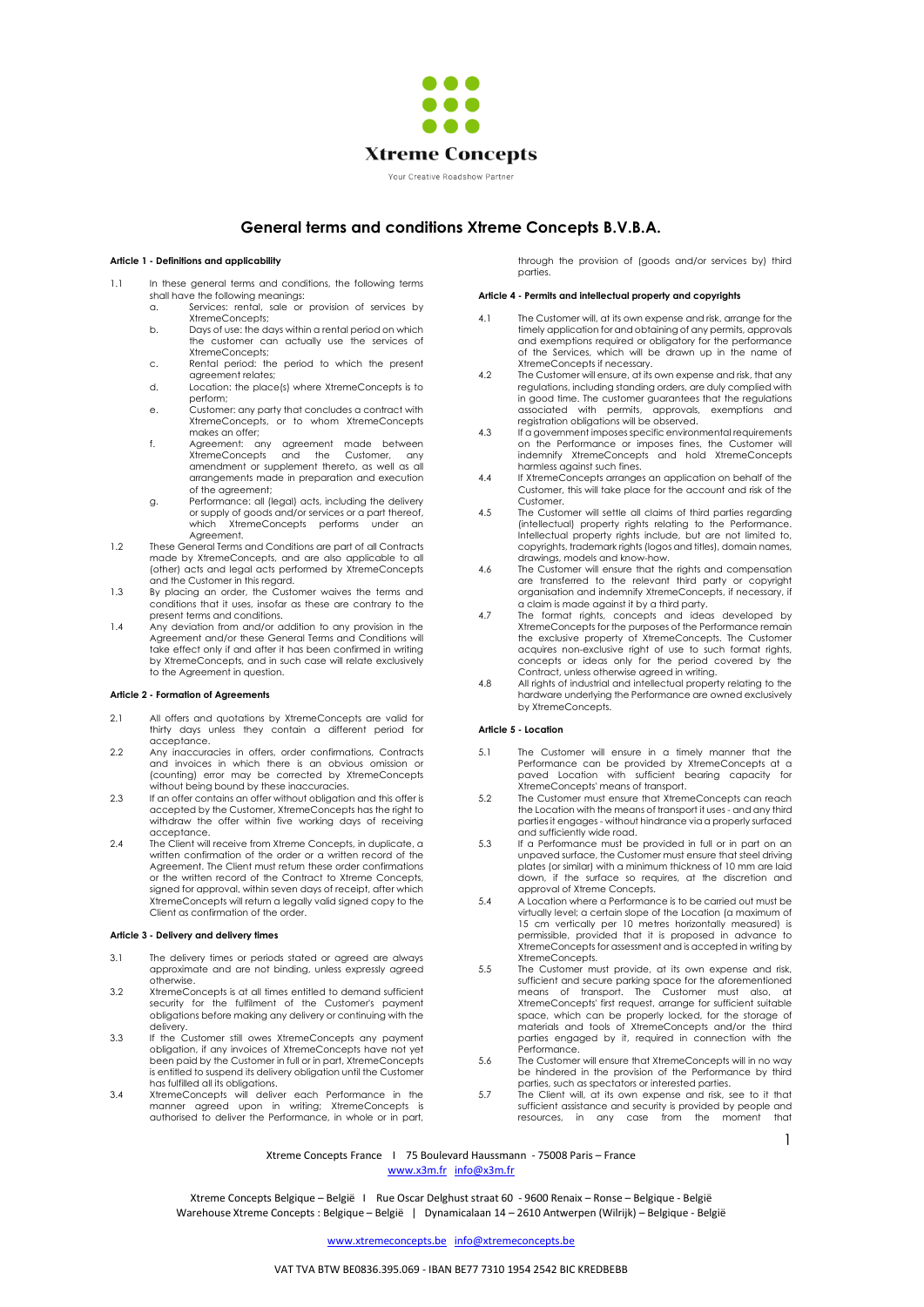Xtreme Concepts

Your Creative Roadshow Partner

# General terms and conditions Xtreme Concepts B.V.B.A.

### Article 1 - Definitions and applicability

1.1 In these general terms and conditions, the following terms shall have the following meanings:
   a. Services: rental, sale or provision of services by XtremeConcepts;
   b. Days of use: the days within a rental period on which the customer can actually use the services of XtremeConcepts;
   c. Rental period: the period to which the present agreement relates;
   d. Location: the place(s) where XtremeConcepts is to perform;
   e. Customer: any party that concludes a contract with XtremeConcepts, or to whom XtremeConcepts makes an offer;
   f. Agreement: any agreement made between XtremeConcepts and the Customer, any amendment or supplement thereto, as well as all arrangements made in preparation and execution of the agreement;
   g. Performance: all (legal) acts, including the delivery or supply of goods and/or services or a part thereof, which XtremeConcepts performs under an Agreement.

1.2 These General Terms and Conditions are part of all Contracts made by XtremeConcepts, and are also applicable to all (other) acts and legal acts performed by XtremeConcepts and the Customer in this regard.

1.3 By placing an order, the Customer waives the terms and conditions that it uses, insofar as these are contrary to the present terms and conditions.

1.4 Any deviation from and/or addition to any provision in the Agreement and/or these General Terms and Conditions will take effect only if and after it has been confirmed in writing by XtremeConcepts, and in such case will relate exclusively to the Agreement in question.

### Article 2 - Formation of Agreements

2.1 All offers and quotations by XtremeConcepts are valid for thirty days unless they contain a different period for acceptance.

2.2 Any inaccuracies in offers, order confirmations, Contracts and invoices in which there is an obvious omission or (counting) error may be corrected by XtremeConcepts without being bound by these inaccuracies.

2.3 If an offer contains an offer without obligation and this offer is accepted by the Customer, XtremeConcepts has the right to withdraw the offer within five working days of receiving acceptance.

2.4 The Client will receive from Xtreme Concepts, in duplicate, a written confirmation of the order or a written record of the Agreement. The Client must return these order confirmations or the written record of the Contract to Xtreme Concepts, signed for approval, within seven days of receipt, after which XtremeConcepts will return a legally valid signed copy to the Client as confirmation of the order.

### Article 3 - Delivery and delivery times

3.1 The delivery times or periods stated or agreed are always approximate and are not binding, unless expressly agreed otherwise.

3.2 XtremeConcepts is at all times entitled to demand sufficient security for the fulfilment of the Customer's payment obligations before making any delivery or continuing with the delivery.

3.3 If the Customer still owes XtremeConcepts any payment obligation, if any invoices of XtremeConcepts have not yet been paid by the Customer in full or in part, XtremeConcepts is entitled to suspend its delivery obligation until the Customer has fulfilled all its obligations.

3.4 XtremeConcepts will deliver each Performance in the manner agreed upon in writing; XtremeConcepts is authorised to deliver the Performance, in whole or in part, through the provision of (goods and/or services by) third parties.

### Article 4 - Permits and intellectual property and copyrights

4.1 The Customer will, at its own expense and risk, arrange for the timely application for and obtaining of any permits, approvals and exemptions required or obligatory for the performance of the Services, which will be drawn up in the name of XtremeConcepts if necessary.

4.2 The Customer will ensure, at its own expense and risk, that any regulations, including standing orders, are duly complied with in good time. The customer guarantees that the regulations associated with permits, approvals, exemptions and registration obligations will be observed.

4.3 If a government imposes specific environmental requirements on the Performance or imposes fines, the Customer will indemnify XtremeConcepts and hold XtremeConcepts harmless against such fines.

4.4 If XtremeConcepts arranges an application on behalf of the Customer, this will take place for the account and risk of the Customer.

4.5 The Customer will settle all claims of third parties regarding (intellectual) property rights relating to the Performance. Intellectual property rights include, but are not limited to, copyrights, trademark rights (logos and titles), domain names, drawings, models and know-how.

4.6 The Customer will ensure that the rights and compensation are transferred to the relevant third party or copyright organisation and indemnify XtremeConcepts, if necessary, if a claim is made against it by a third party.

4.7 The format rights, concepts and ideas developed by XtremeConcepts for the purposes of the Performance remain the exclusive property of XtremeConcepts. The Customer acquires non-exclusive right of use to such format rights, concepts or ideas only for the period covered by the Contract, unless otherwise agreed in writing.

4.8 All rights of industrial and intellectual property relating to the hardware underlying the Performance are owned exclusively by XtremeConcepts.

### Article 5 - Location

5.1 The Customer will ensure in a timely manner that the Performance can be provided by XtremeConcepts at a paved Location with sufficient bearing capacity for XtremeConcepts' means of transport.

5.2 The Customer must ensure that XtremeConcepts can reach the Location with the means of transport it uses - and any third parties it engages - without hindrance via a properly surfaced and sufficiently wide road.

5.3 If a Performance must be provided in full or in part on an unpaved surface, the Customer must ensure that steel driving plates (or similar) with a minimum thickness of 10 mm are laid down, if the surface so requires, at the discretion and approval of Xtreme Concepts.

5.4 A Location where a Performance is to be carried out must be virtually level; a certain slope of the Location (a maximum of 15 cm vertically per 10 metres horizontally measured) is permissible, provided that it is proposed in advance to XtremeConcepts for assessment and is accepted in writing by XtremeConcepts.

5.5 The Customer must provide, at its own expense and risk, sufficient and secure parking space for the aforementioned means of transport. The Customer must also, at XtremeConcepts' first request, arrange for sufficient suitable space, which can be properly locked, for the storage of materials and tools of XtremeConcepts and/or the third parties engaged by it, if required in connection with the Performance.

5.6 The Customer will ensure that XtremeConcepts will in no way be hindered in the provision of the Performance by third parties, such as spectators or interested parties.

5.7 The Client will, at its own expense and risk, see to it that sufficient assistance and security is provided by people and resources, in any case from the moment that

Xtreme Concepts France I 75 Boulevard Haussmann - 75008 Paris – France
www.x3m.fr info@x3m.fr

Xtreme Concepts Belgique – België I Rue Oscar Delghust straat 60 - 9600 Renaix – Ronse – Belgique - België
Warehouse Xtreme Concepts : Belgique – België | Dynamicalaan 14 – 2610 Antwerpen (Wilrijk) – Belgique - België

www.xtremeconcepts.be info@xtremeconcepts.be

VAT TVA BTW BE0836.395.069 - IBAN BE77 7310 1954 2542 BIC KREDBEBB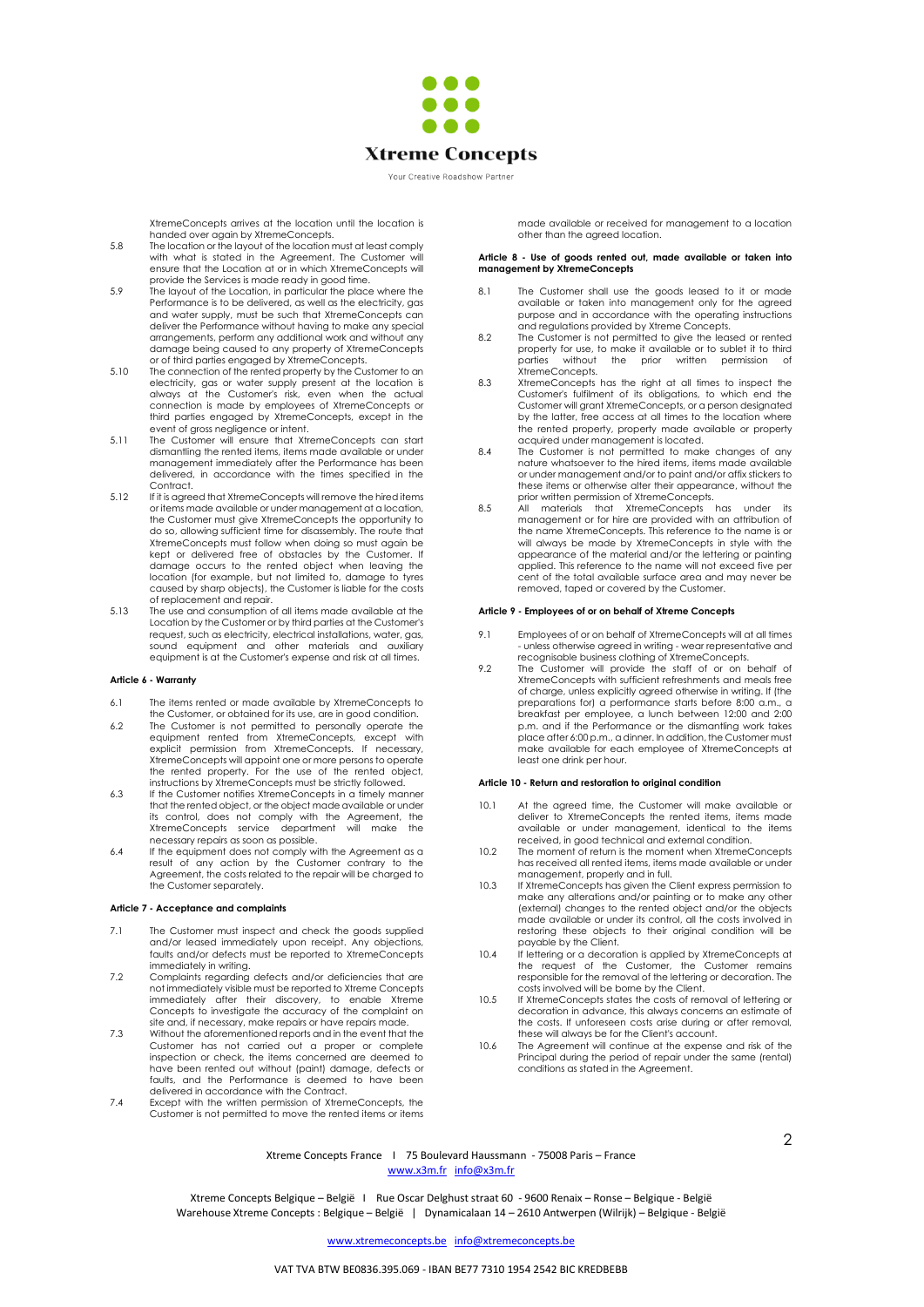XtremeConcepts arrives at the location until the location is handed over again by XtremeConcepts.

5.8 The location or the layout of the location must at least comply with what is stated in the Agreement. The Customer will ensure that the Location at or in which XtremeConcepts will provide the Services is made ready in good time.

5.9 The layout of the Location, in particular the place where the Performance is to be delivered, as well as the electricity, gas and water supply, must be such that XtremeConcepts can deliver the Performance without having to make any special arrangements, perform any additional work and without any damage being caused to any property of XtremeConcepts or of third parties engaged by XtremeConcepts.

5.10 The connection of the rented property by the Customer to an electricity, gas or water supply present at the location is always at the Customer's risk, even when the actual connection is made by employees of XtremeConcepts or third parties engaged by XtremeConcepts, except in the event of gross negligence or intent.

5.11 The Customer will ensure that XtremeConcepts can start dismantling the rented items, items made available or under management immediately after the Performance has been delivered, in accordance with the times specified in the Contract.

5.12 If it is agreed that XtremeConcepts will remove the hired items or items made available or under management at a location, the Customer must give XtremeConcepts the opportunity to do so, allowing sufficient time for disassembly. The route that XtremeConcepts must follow when doing so must again be kept or delivered free of obstacles by the Customer. If damage occurs to the rented object when leaving the location (for example, but not limited to, damage to tyres caused by sharp objects), the Customer is liable for the costs of replacement and repair.

5.13 The use and consumption of all items made available at the Location by the Customer or by third parties at the Customer's request, such as electricity, electrical installations, water, gas, sound equipment and other materials and auxiliary equipment is at the Customer's expense and risk at all times.

#### Article 6 - Warranty

6.1 The items rented or made available by XtremeConcepts to the Customer, or obtained for its use, are in good condition.

6.2 The Customer is not permitted to personally operate the equipment rented from XtremeConcepts, except with explicit permission from XtremeConcepts. If necessary, XtremeConcepts will appoint one or more persons to operate the rented property. For the use of the rented object, instructions by XtremeConcepts must be strictly followed.

6.3 If the Customer notifies XtremeConcepts in a timely manner that the rented object, or the object made available or under its control, does not comply with the Agreement, the XtremeConcepts service department will make the necessary repairs as soon as possible.

6.4 If the equipment does not comply with the Agreement as a result of any action by the Customer contrary to the Agreement, the costs related to the repair will be charged to the Customer separately.

#### Article 7 - Acceptance and complaints

7.1 The Customer must inspect and check the goods supplied and/or leased immediately upon receipt. Any objections, faults and/or defects must be reported to XtremeConcepts immediately in writing.

7.2 Complaints regarding defects and/or deficiencies that are not immediately visible must be reported to Xtreme Concepts immediately after their discovery, to enable Xtreme Concepts to investigate the accuracy of the complaint on site and, if necessary, make repairs or have repairs made.

7.3 Without the aforementioned reports and in the event that the Customer has not carried out a proper or complete inspection or check, the items concerned are deemed to have been rented out without (paint) damage, defects or faults, and the Performance is deemed to have been delivered in accordance with the Contract.

7.4 Except with the written permission of XtremeConcepts, the Customer is not permitted to move the rented items or items made available or received for management to a location other than the agreed location.

#### Article 8 - Use of goods rented out, made available or taken into management by XtremeConcepts

8.1 The Customer shall use the goods leased to it or made available or taken into management only for the agreed purpose and in accordance with the operating instructions and regulations provided by Xtreme Concepts.

8.2 The Customer is not permitted to give the leased or rented property for use, to make it available or to sublet it to third parties without the prior written permission of XtremeConcepts.

8.3 XtremeConcepts has the right at all times to inspect the Customer's fulfilment of its obligations, to which end the Customer will grant XtremeConcepts, or a person designated by the latter, free access at all times to the location where the rented property, property made available or property acquired under management is located.

8.4 The Customer is not permitted to make changes of any nature whatsoever to the hired items, items made available or under management and/or to paint and/or affix stickers to these items or otherwise alter their appearance, without the prior written permission of XtremeConcepts.

8.5 All materials that XtremeConcepts has under its management or for hire are provided with an attribution of the name XtremeConcepts. This reference to the name is or will always be made by XtremeConcepts in style with the appearance of the material and/or the lettering or painting applied. This reference to the name will not exceed five per cent of the total available surface area and may never be removed, taped or covered by the Customer.

#### Article 9 - Employees of or on behalf of Xtreme Concepts

9.1 Employees of or on behalf of XtremeConcepts will at all times - unless otherwise agreed in writing - wear representative and recognisable business clothing of XtremeConcepts.

9.2 The Customer will provide the staff of or on behalf of XtremeConcepts with sufficient refreshments and meals free of charge, unless explicitly agreed otherwise in writing. If (the preparations for) a performance starts before 8:00 a.m., a breakfast per employee, a lunch between 12:00 and 2:00 p.m. and if the Performance or the dismantling work takes place after 6:00 p.m., a dinner. In addition, the Customer must make available for each employee of XtremeConcepts at least one drink per hour.

#### Article 10 - Return and restoration to original condition

10.1 At the agreed time, the Customer will make available or deliver to XtremeConcepts the rented items, items made available or under management, identical to the items received, in good technical and external condition.

10.2 The moment of return is the moment when XtremeConcepts has received all rented items, items made available or under management, properly and in full.

10.3 If XtremeConcepts has given the Client express permission to make any alterations and/or painting or to make any other (external) changes to the rented object and/or the objects made available or under its control, all the costs involved in restoring these objects to their original condition will be payable by the Client.

10.4 If lettering or a decoration is applied by XtremeConcepts at the request of the Customer, the Customer remains responsible for the removal of the lettering or decoration. The costs involved will be borne by the Client.

10.5 If XtremeConcepts states the costs of removal of lettering or decoration in advance, this always concerns an estimate of the costs. If unforeseen costs arise during or after removal, these will always be for the Client's account.

10.6 The Agreement will continue at the expense and risk of the Principal during the period of repair under the same (rental) conditions as stated in the Agreement.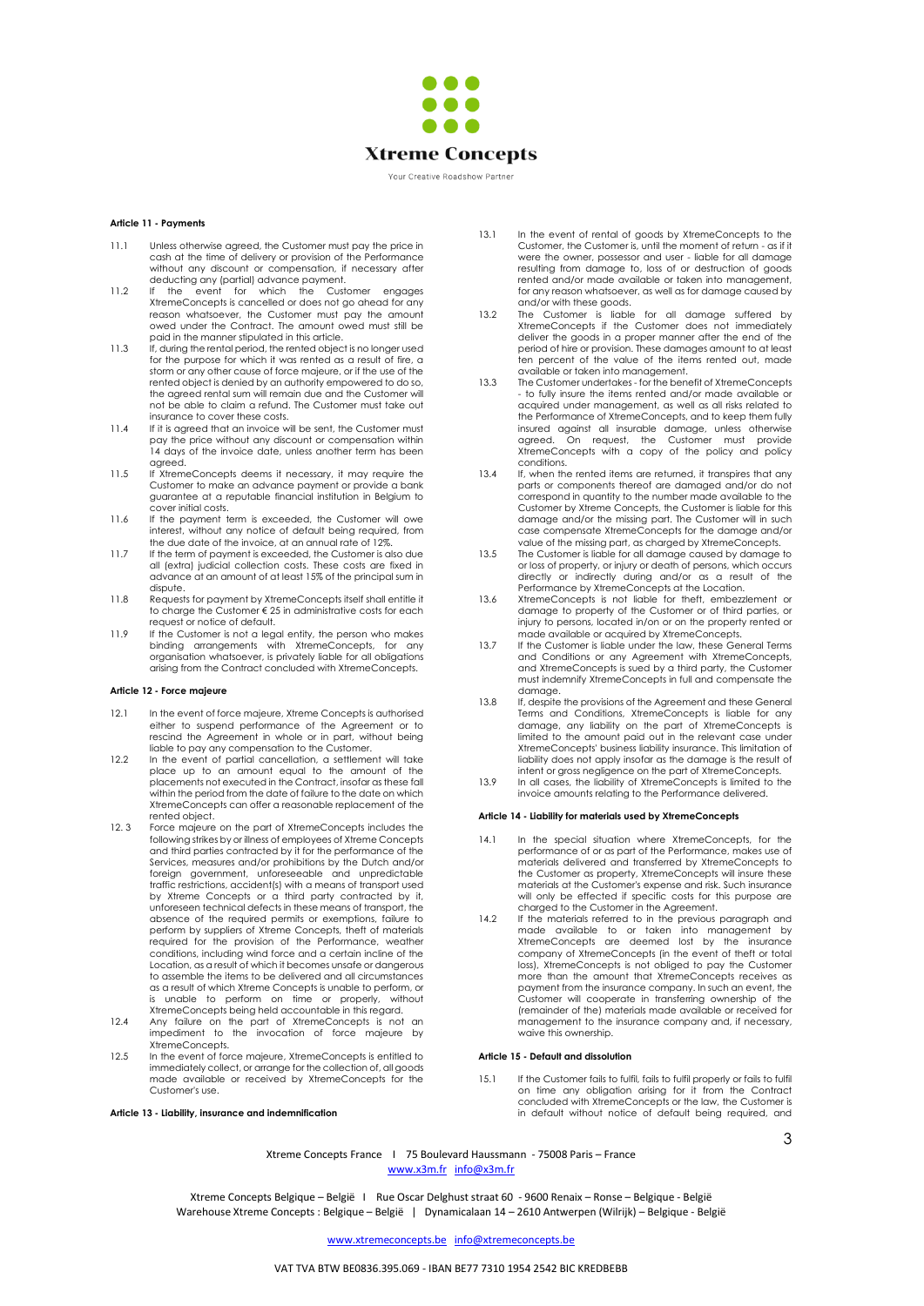### Article 11 - Payments

11.1 Unless otherwise agreed, the Customer must pay the price in cash at the time of delivery or provision of the Performance without any discount or compensation, if necessary after deducting any (partial) advance payment.

11.2 If the event for which the Customer engages XtremeConcepts is cancelled or does not go ahead for any reason whatsoever, the Customer must pay the amount owed under the Contract. The amount owed must still be paid in the manner stipulated in this article.

11.3 If, during the rental period, the rented object is no longer used for the purpose for which it was rented as a result of fire, a storm or any other cause of force majeure, or if the use of the rented object is denied by an authority empowered to do so, the agreed rental sum will remain due and the Customer will not be able to claim a refund. The Customer must take out insurance to cover these costs.

11.4 If it is agreed that an invoice will be sent, the Customer must pay the price without any discount or compensation within 14 days of the invoice date, unless another term has been agreed.

11.5 If XtremeConcepts deems it necessary, it may require the Customer to make an advance payment or provide a bank guarantee at a reputable financial institution in Belgium to cover initial costs.

11.6 If the payment term is exceeded, the Customer will owe interest, without any notice of default being required, from the due date of the invoice, at an annual rate of 12%.

11.7 If the term of payment is exceeded, the Customer is also due all (extra) judicial collection costs. These costs are fixed in advance at an amount of at least 15% of the principal sum in dispute.

11.8 Requests for payment by XtremeConcepts itself shall entitle it to charge the Customer € 25 in administrative costs for each request or notice of default.

11.9 If the Customer is not a legal entity, the person who makes binding arrangements with XtremeConcepts, for any organisation whatsoever, is privately liable for all obligations arising from the Contract concluded with XtremeConcepts.

### Article 12 - Force majeure

12.1 In the event of force majeure, Xtreme Concepts is authorised either to suspend performance of the Agreement or to rescind the Agreement in whole or in part, without being liable to pay any compensation to the Customer.

12.2 In the event of partial cancellation, a settlement will take place up to an amount equal to the amount of the placements not executed in the Contract, insofar as these fall within the period from the date of failure to the date on which XtremeConcepts can offer a reasonable replacement of the rented object.

12.3 Force majeure on the part of XtremeConcepts includes the following strikes by or illness of employees of Xtreme Concepts and third parties contracted by it for the performance of the Services, measures and/or prohibitions by the Dutch and/or foreign government, unforeseeable and unpredictable traffic restrictions, accident(s) with a means of transport used by Xtreme Concepts or a third party contracted by it, unforeseen technical defects in these means of transport, the absence of the required permits or exemptions, failure to perform by suppliers of Xtreme Concepts, theft of materials required for the provision of the Performance, weather conditions, including wind force and a certain incline of the Location, as a result of which it becomes unsafe or dangerous to assemble the items to be delivered and all circumstances as a result of which Xtreme Concepts is unable to perform, or is unable to perform on time or properly, without XtremeConcepts being held accountable in this regard.

12.4 Any failure on the part of XtremeConcepts is not an impediment to the invocation of force majeure by XtremeConcepts.

12.5 In the event of force majeure, XtremeConcepts is entitled to immediately collect, or arrange for the collection of, all goods made available or received by XtremeConcepts for the Customer's use.

### Article 13 - Liability, insurance and indemnification

13.1 In the event of rental of goods by XtremeConcepts to the Customer, the Customer is, until the moment of return - as if it were the owner, possessor and user - liable for all damage resulting from damage to, loss of or destruction of goods rented and/or made available or taken into management, for any reason whatsoever, as well as for damage caused by and/or with these goods.

13.2 The Customer is liable for all damage suffered by XtremeConcepts if the Customer does not immediately deliver the goods in a proper manner after the end of the period of hire or provision. These damages amount to at least ten percent of the value of the items rented out, made available or taken into management.

13.3 The Customer undertakes - for the benefit of XtremeConcepts - to fully insure the items rented and/or made available or acquired under management, as well as all risks related to the Performance of XtremeConcepts, and to keep them fully insured against all insurable damage, unless otherwise agreed. On request, the Customer must provide XtremeConcepts with a copy of the policy and policy conditions.

13.4 If, when the rented items are returned, it transpires that any parts or components thereof are damaged and/or do not correspond in quantity to the number made available to the Customer by Xtreme Concepts, the Customer is liable for this damage and/or the missing part. The Customer will in such case compensate XtremeConcepts for the damage and/or value of the missing part, as charged by XtremeConcepts.

13.5 The Customer is liable for all damage caused by damage to or loss of property, or injury or death of persons, which occurs directly or indirectly during and/or as a result of the Performance by XtremeConcepts at the Location.

13.6 XtremeConcepts is not liable for theft, embezzlement or damage to property of the Customer or of third parties, or injury to persons, located in/on or on the property rented or made available or acquired by XtremeConcepts.

13.7 If the Customer is liable under the law, these General Terms and Conditions or any Agreement with XtremeConcepts, and XtremeConcepts is sued by a third party, the Customer must indemnify XtremeConcepts in full and compensate the damage.

13.8 If, despite the provisions of the Agreement and these General Terms and Conditions, XtremeConcepts is liable for any damage, any liability on the part of XtremeConcepts is limited to the amount paid out in the relevant case under XtremeConcepts' business liability insurance. This limitation of liability does not apply insofar as the damage is the result of intent or gross negligence on the part of XtremeConcepts.

13.9 In all cases, the liability of XtremeConcepts is limited to the invoice amounts relating to the Performance delivered.

### Article 14 - Liability for materials used by XtremeConcepts

14.1 In the special situation where XtremeConcepts, for the performance of or as part of the Performance, makes use of materials delivered and transferred by XtremeConcepts to the Customer as property, XtremeConcepts will insure these materials at the Customer's expense and risk. Such insurance will only be effected if specific costs for this purpose are charged to the Customer in the Agreement.

14.2 If the materials referred to in the previous paragraph and made available to or taken into management by XtremeConcepts are deemed lost by the insurance company of XtremeConcepts (in the event of theft or total loss), XtremeConcepts is not obliged to pay the Customer more than the amount that XtremeConcepts receives as payment from the insurance company. In such an event, the Customer will cooperate in transferring ownership of the (remainder of the) materials made available or received for management to the insurance company and, if necessary, waive this ownership.

### Article 15 - Default and dissolution

15.1 If the Customer fails to fulfil, fails to fulfil properly or fails to fulfil on time any obligation arising for it from the Contract concluded with XtremeConcepts or the law, the Customer is in default without notice of default being required, and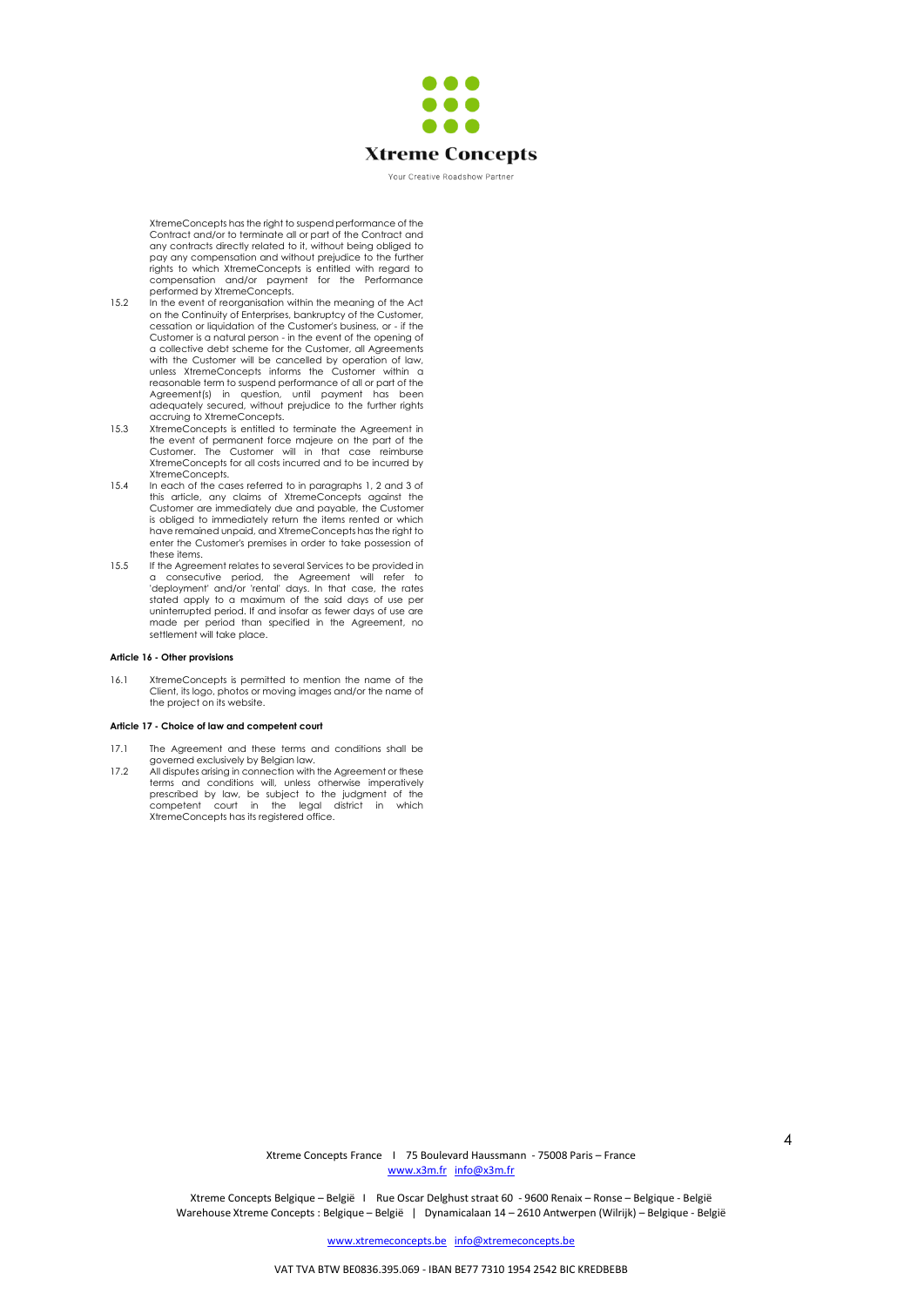XtremeConcepts has the right to suspend performance of the Contract and/or to terminate all or part of the Contract and any contracts directly related to it, without being obliged to pay any compensation and without prejudice to the further rights to which XtremeConcepts is entitled with regard to compensation and/or payment for the Performance performed by XtremeConcepts.

15.2 In the event of reorganisation within the meaning of the Act on the Continuity of Enterprises, bankruptcy of the Customer, cessation or liquidation of the Customer's business, or - if the Customer is a natural person - in the event of the opening of a collective debt scheme for the Customer, all Agreements with the Customer will be cancelled by operation of law, unless XtremeConcepts informs the Customer within a reasonable term to suspend performance of all or part of the Agreement(s) in question, until payment has been adequately secured, without prejudice to the further rights accruing to XtremeConcepts.

15.3 XtremeConcepts is entitled to terminate the Agreement in the event of permanent force majeure on the part of the Customer. The Customer will in that case reimburse XtremeConcepts for all costs incurred and to be incurred by XtremeConcepts.

15.4 In each of the cases referred to in paragraphs 1, 2 and 3 of this article, any claims of XtremeConcepts against the Customer are immediately due and payable, the Customer is obliged to immediately return the items rented or which have remained unpaid, and XtremeConcepts has the right to enter the Customer's premises in order to take possession of these items.

15.5 If the Agreement relates to several Services to be provided in a consecutive period, the Agreement will refer to 'deployment' and/or 'rental' days. In that case, the rates stated apply to a maximum of the said days of use per uninterrupted period. If and insofar as fewer days of use are made per period than specified in the Agreement, no settlement will take place.

**Article 16 - Other provisions**

16.1 XtremeConcepts is permitted to mention the name of the Client, its logo, photos or moving images and/or the name of the project on its website.

**Article 17 - Choice of law and competent court**

17.1 The Agreement and these terms and conditions shall be governed exclusively by Belgian law.

17.2 All disputes arising in connection with the Agreement or these terms and conditions will, unless otherwise imperatively prescribed by law, be subject to the judgment of the competent court in the legal district in which XtremeConcepts has its registered office.